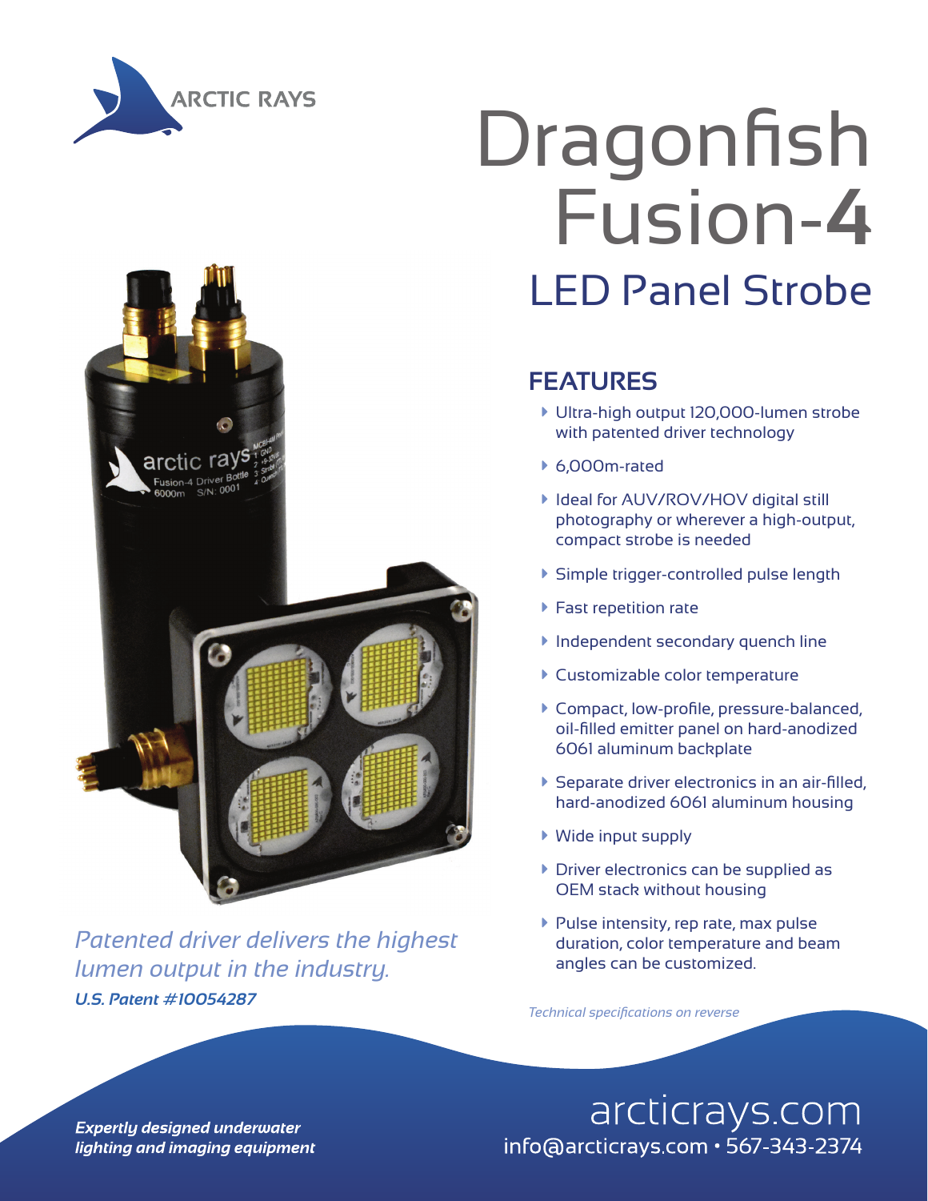ARCTIC RAYS

# Dragonfish Fusion-4

## LED Panel Strobe

### FEATURES

- Ultra-high output 120,000-lumen strobe with patented driver technology
- 6,000m-rated
- Ideal for AUV/ROV/HOV digital still photography or wherever a high-output, compact strobe is needed
- Simple trigger-controlled pulse length
- Fast repetition rate
- Independent secondary quench line
- Customizable color temperature
- Compact, low-profile, pressure-balanced, oil-filled emitter panel on hard-anodized 6061 aluminum backplate
- Separate driver electronics in an air-filled, hard-anodized 6061 aluminum housing
- Wide input supply
- Driver electronics can be supplied as OEM stack without housing
- Pulse intensity, rep rate, max pulse duration, color temperature and beam angles can be customized.

*Technical specifications on reverse*

*Patented driver delivers the highest lumen output in the industry.*

***U.S. Patent #10054287***

***Expertly designed underwater lighting and imaging equipment***

arcticrays.com
info@arcticrays.com • 567-343-2374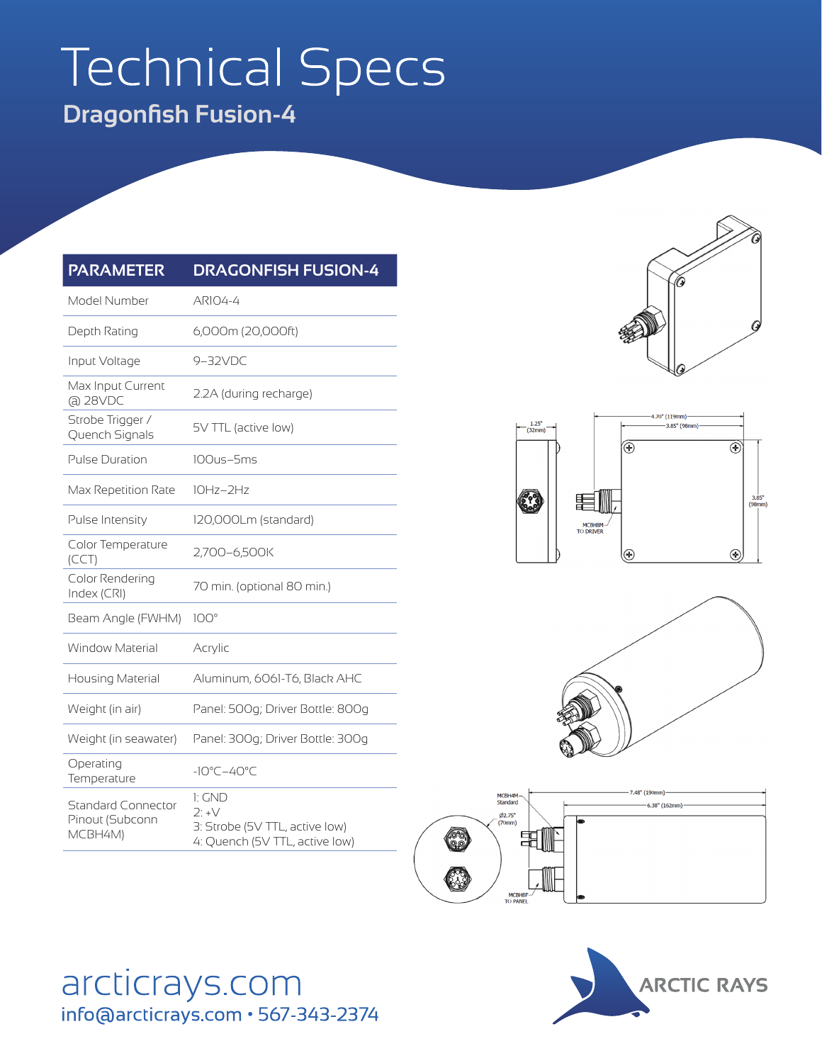# Technical Specs

## Dragonfish Fusion-4

| PARAMETER | DRAGONFISH FUSION-4 |
|---|---|
| Model Number | AR104-4 |
| Depth Rating | 6,000m (20,000ft) |
| Input Voltage | 9–32VDC |
| Max Input Current @ 28VDC | 2.2A (during recharge) |
| Strobe Trigger / Quench Signals | 5V TTL (active low) |
| Pulse Duration | 100us–5ms |
| Max Repetition Rate | 10Hz–2Hz |
| Pulse Intensity | 120,000Lm (standard) |
| Color Temperature (CCT) | 2,700–6,500K |
| Color Rendering Index (CRI) | 70 min. (optional 80 min.) |
| Beam Angle (FWHM) | 100° |
| Window Material | Acrylic |
| Housing Material | Aluminum, 6061-T6, Black AHC |
| Weight (in air) | Panel: 500g; Driver Bottle: 800g |
| Weight (in seawater) | Panel: 300g; Driver Bottle: 300g |
| Operating Temperature | -10°C–40°C |
| Standard Connector Pinout (Subconn MCBH4M) | 1: GND<br>2: +V<br>3: Strobe (5V TTL, active low)<br>4: Quench (5V TTL, active low) |

1.25" (32mm)
4.70" (119mm)
3.85" (98mm)
3.85" (98mm)
MCBH8M TO DRIVER

MCBH4M Standard
Ø2.75" (70mm)
7.48" (190mm)
6.38" (162mm)
MCBH8F TO PANEL

arcticrays.com
info@arcticrays.com • 567-343-2374

ARCTIC RAYS